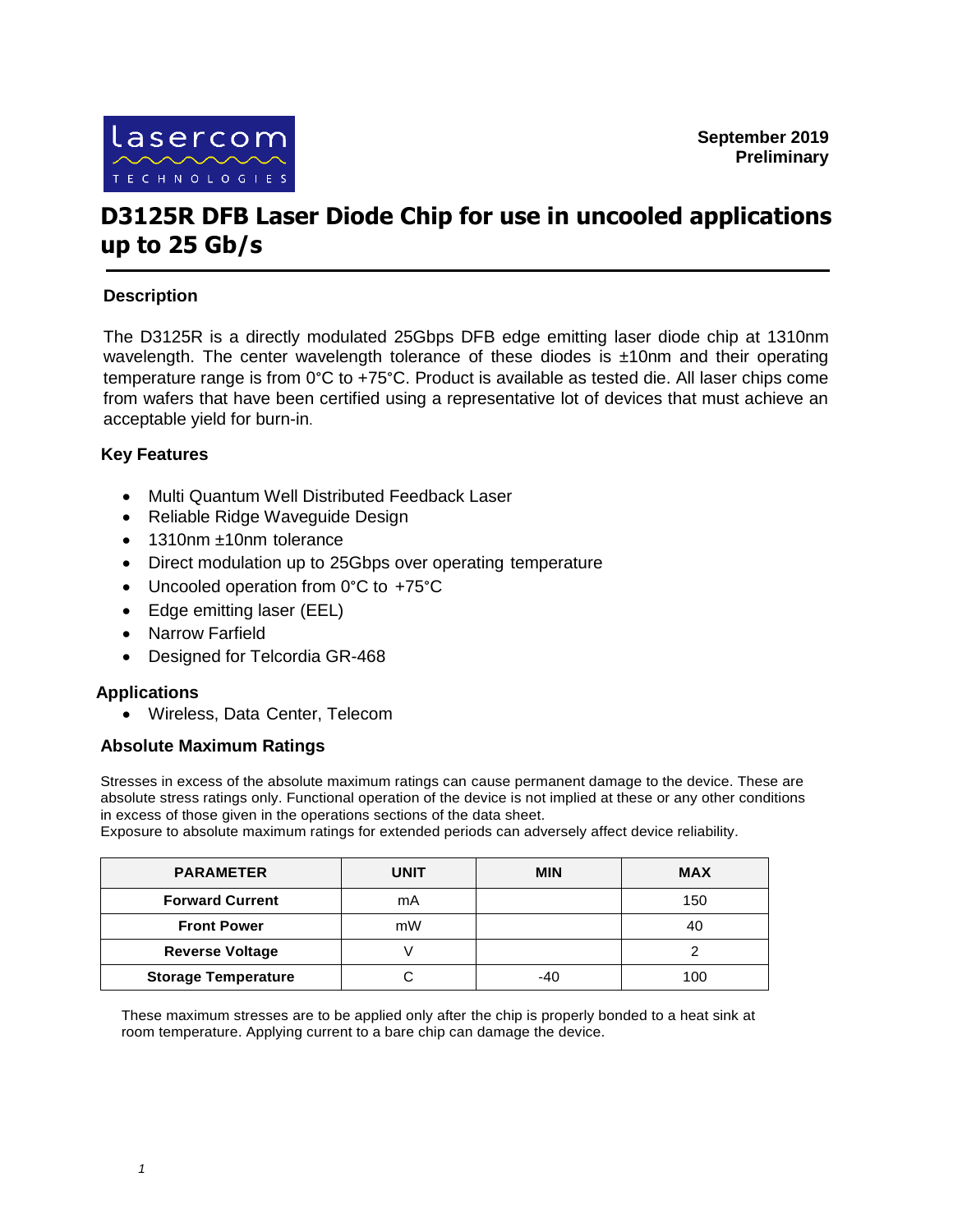lasercom TECHNOLOGIES

**September 2019**
**Preliminary**

# D3125R DFB Laser Diode Chip for use in uncooled applications up to 25 Gb/s

## Description

The D3125R is a directly modulated 25Gbps DFB edge emitting laser diode chip at 1310nm wavelength. The center wavelength tolerance of these diodes is ±10nm and their operating temperature range is from 0°C to +75°C. Product is available as tested die. All laser chips come from wafers that have been certified using a representative lot of devices that must achieve an acceptable yield for burn-in.

## Key Features

- Multi Quantum Well Distributed Feedback Laser
- Reliable Ridge Waveguide Design
- 1310nm ±10nm tolerance
- Direct modulation up to 25Gbps over operating temperature
- Uncooled operation from 0°C to +75°C
- Edge emitting laser (EEL)
- Narrow Farfield
- Designed for Telcordia GR-468

## Applications

- Wireless, Data Center, Telecom

## Absolute Maximum Ratings

Stresses in excess of the absolute maximum ratings can cause permanent damage to the device. These are absolute stress ratings only. Functional operation of the device is not implied at these or any other conditions in excess of those given in the operations sections of the data sheet.
Exposure to absolute maximum ratings for extended periods can adversely affect device reliability.

| PARAMETER | UNIT | MIN | MAX |
|---|---|---|---|
| **Forward Current** | mA | | 150 |
| **Front Power** | mW | | 40 |
| **Reverse Voltage** | V | | 2 |
| **Storage Temperature** | C | -40 | 100 |

These maximum stresses are to be applied only after the chip is properly bonded to a heat sink at room temperature. Applying current to a bare chip can damage the device.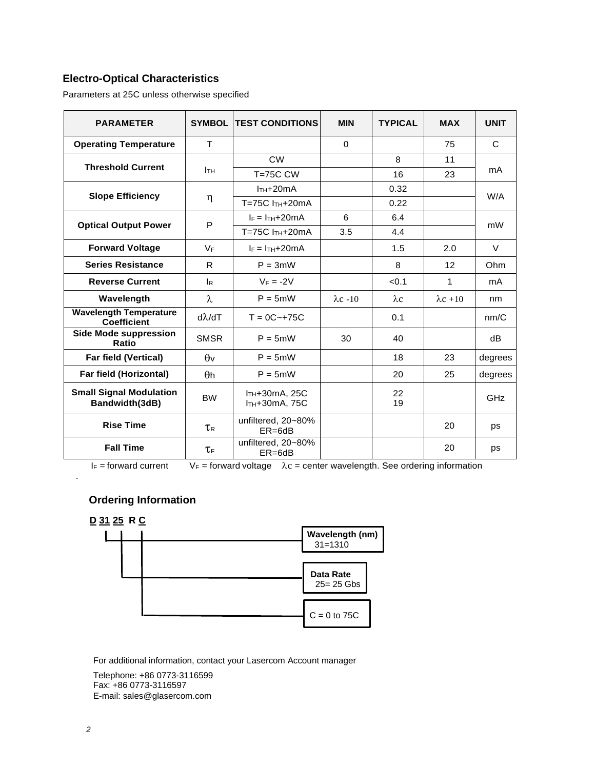## Electro-Optical Characteristics

Parameters at 25C unless otherwise specified

| PARAMETER | SYMBOL | TEST CONDITIONS | MIN | TYPICAL | MAX | UNIT |
|---|---|---|---|---|---|---|
| **Operating Temperature** | T | | 0 | | 75 | C |
| **Threshold Current** | $I_{TH}$ | CW | | 8 | 11 | mA |
| | | T=75C CW | | 16 | 23 | |
| **Slope Efficiency** | $\eta$ | $I_{TH}$+20mA | | 0.32 | | W/A |
| | | T=75C $I_{TH}$+20mA | | 0.22 | | |
| **Optical Output Power** | P | $I_F = I_{TH}$+20mA | 6 | 6.4 | | mW |
| | | T=75C $I_{TH}$+20mA | 3.5 | 4.4 | | |
| **Forward Voltage** | $V_F$ | $I_F = I_{TH}$+20mA | | 1.5 | 2.0 | V |
| **Series Resistance** | R | P = 3mW | | 8 | 12 | Ohm |
| **Reverse Current** | $I_R$ | $V_F$ = -2V | | <0.1 | 1 | mA |
| **Wavelength** | $\lambda$ | P = 5mW | $\lambda c$ -10 | $\lambda c$ | $\lambda c$ +10 | nm |
| **Wavelength Temperature Coefficient** | $d\lambda/dT$ | T = 0C~+75C | | 0.1 | | nm/C |
| **Side Mode suppression Ratio** | SMSR | P = 5mW | 30 | 40 | | dB |
| **Far field (Vertical)** | $\theta v$ | P = 5mW | | 18 | 23 | degrees |
| **Far field (Horizontal)** | $\theta h$ | P = 5mW | | 20 | 25 | degrees |
| **Small Signal Modulation Bandwidth(3dB)** | BW | $I_{TH}$+30mA, 25C<br>$I_{TH}$+30mA, 75C | | 22<br>19 | | GHz |
| **Rise Time** | $\tau_R$ | unfiltered, 20~80% ER=6dB | | | 20 | ps |
| **Fall Time** | $\tau_F$ | unfiltered, 20~80% ER=6dB | | | 20 | ps |

$I_F$ = forward current $V_F$ = forward voltage $\lambda c$ = center wavelength. See ordering information

## Ordering Information

**D 31 25 R C**

- 31: Wavelength (nm) — 31=1310
- 25: Data Rate — 25= 25 Gbs
- C: C = 0 to 75C

For additional information, contact your Lasercom Account manager

Telephone: +86 0773-3116599
Fax: +86 0773-3116597
E-mail: sales@glasercom.com